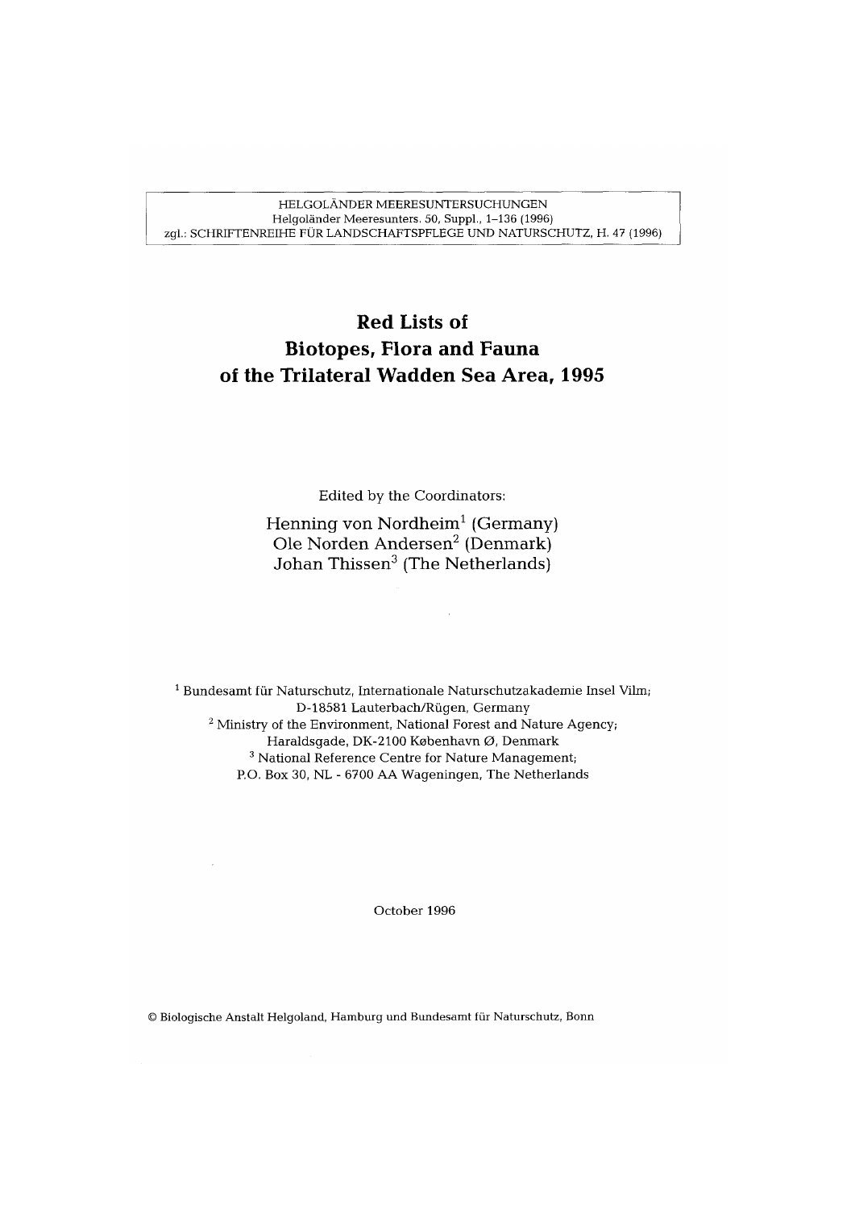HELGOLÄNDER MEERESUNTERSUCHUNGEN
Helgoländer Meeresunters. 50, Suppl., 1–136 (1996)
zgl.: SCHRIFTENREIHE FÜR LANDSCHAFTSPFLEGE UND NATURSCHUTZ, H. 47 (1996)

# Red Lists of Biotopes, Flora and Fauna of the Trilateral Wadden Sea Area, 1995

Edited by the Coordinators:

Henning von Nordheim[1] (Germany)
Ole Norden Andersen[2] (Denmark)
Johan Thissen[3] (The Netherlands)

[1] Bundesamt für Naturschutz, Internationale Naturschutzakademie Insel Vilm; D-18581 Lauterbach/Rügen, Germany
[2] Ministry of the Environment, National Forest and Nature Agency; Haraldsgade, DK-2100 København Ø, Denmark
[3] National Reference Centre for Nature Management; P.O. Box 30, NL - 6700 AA Wageningen, The Netherlands

October 1996

© Biologische Anstalt Helgoland, Hamburg und Bundesamt für Naturschutz, Bonn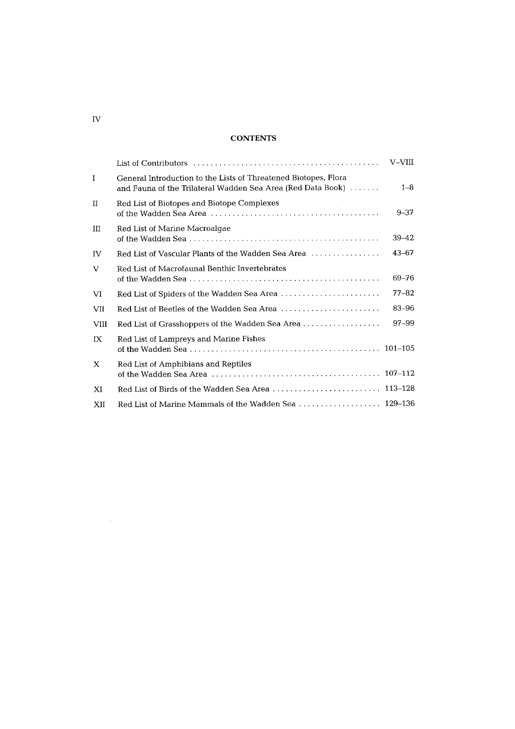## CONTENTS

| | | |
|---|---|---|
| | List of Contributors | V–VIII |
| I | General Introduction to the Lists of Threatened Biotopes, Flora and Fauna of the Trilateral Wadden Sea Area (Red Data Book) | 1–8 |
| II | Red List of Biotopes and Biotope Complexes of the Wadden Sea Area | 9–37 |
| III | Red List of Marine Macroalgae of the Wadden Sea | 39–42 |
| IV | Red List of Vascular Plants of the Wadden Sea Area | 43–67 |
| V | Red List of Macrofaunal Benthic Invertebrates of the Wadden Sea | 69–76 |
| VI | Red List of Spiders of the Wadden Sea Area | 77–82 |
| VII | Red List of Beetles of the Wadden Sea Area | 83–96 |
| VIII | Red List of Grasshoppers of the Wadden Sea Area | 97–99 |
| IX | Red List of Lampreys and Marine Fishes of the Wadden Sea | 101–105 |
| X | Red List of Amphibians and Reptiles of the Wadden Sea Area | 107–112 |
| XI | Red List of Birds of the Wadden Sea Area | 113–128 |
| XII | Red List of Marine Mammals of the Wadden Sea | 129–136 |